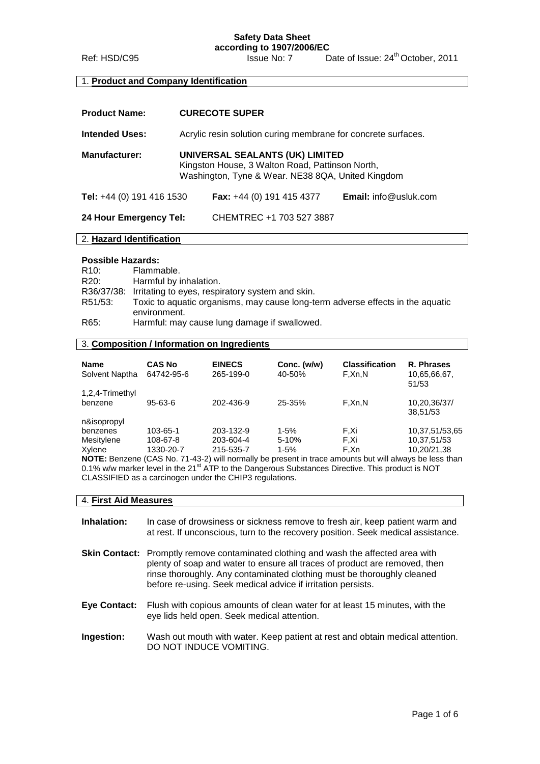**Safety Data Sheet**
**according to 1907/2006/EC**

Ref: HSD/C95    Issue No: 7    Date of Issue: 24th October, 2011

## 1. Product and Company Identification

**Product Name:** **CURECOTE SUPER**

**Intended Uses:** Acrylic resin solution curing membrane for concrete surfaces.

**Manufacturer:** **UNIVERSAL SEALANTS (UK) LIMITED**
Kingston House, 3 Walton Road, Pattinson North,
Washington, Tyne & Wear. NE38 8QA, United Kingdom

**Tel:** +44 (0) 191 416 1530    **Fax:** +44 (0) 191 415 4377    **Email:** info@usluk.com

**24 Hour Emergency Tel:** CHEMTREC +1 703 527 3887

## 2. Hazard Identification

**Possible Hazards:**

R10: Flammable.
R20: Harmful by inhalation.
R36/37/38: Irritating to eyes, respiratory system and skin.
R51/53: Toxic to aquatic organisms, may cause long-term adverse effects in the aquatic environment.
R65: Harmful: may cause lung damage if swallowed.

## 3. Composition / Information on Ingredients

| Name | CAS No | EINECS | Conc. (w/w) | Classification | R. Phrases |
|---|---|---|---|---|---|
| Solvent Naptha | 64742-95-6 | 265-199-0 | 40-50% | F,Xn,N | 10,65,66,67, 51/53 |
| 1,2,4-Trimethyl benzene | 95-63-6 | 202-436-9 | 25-35% | F,Xn,N | 10,20,36/37/ 38,51/53 |
| n&isopropyl benzenes | 103-65-1 | 203-132-9 | 1-5% | F,Xi | 10,37,51/53,65 |
| Mesitylene | 108-67-8 | 203-604-4 | 5-10% | F,Xi | 10,37,51/53 |
| Xylene | 1330-20-7 | 215-535-7 | 1-5% | F,Xn | 10,20/21,38 |

**NOTE:** Benzene (CAS No. 71-43-2) will normally be present in trace amounts but will always be less than 0.1% w/w marker level in the 21st ATP to the Dangerous Substances Directive. This product is NOT CLASSIFIED as a carcinogen under the CHIP3 regulations.

## 4. First Aid Measures

**Inhalation:** In case of drowsiness or sickness remove to fresh air, keep patient warm and at rest. If unconscious, turn to the recovery position. Seek medical assistance.

**Skin Contact:** Promptly remove contaminated clothing and wash the affected area with plenty of soap and water to ensure all traces of product are removed, then rinse thoroughly. Any contaminated clothing must be thoroughly cleaned before re-using. Seek medical advice if irritation persists.

**Eye Contact:** Flush with copious amounts of clean water for at least 15 minutes, with the eye lids held open. Seek medical attention.

**Ingestion:** Wash out mouth with water. Keep patient at rest and obtain medical attention. DO NOT INDUCE VOMITING.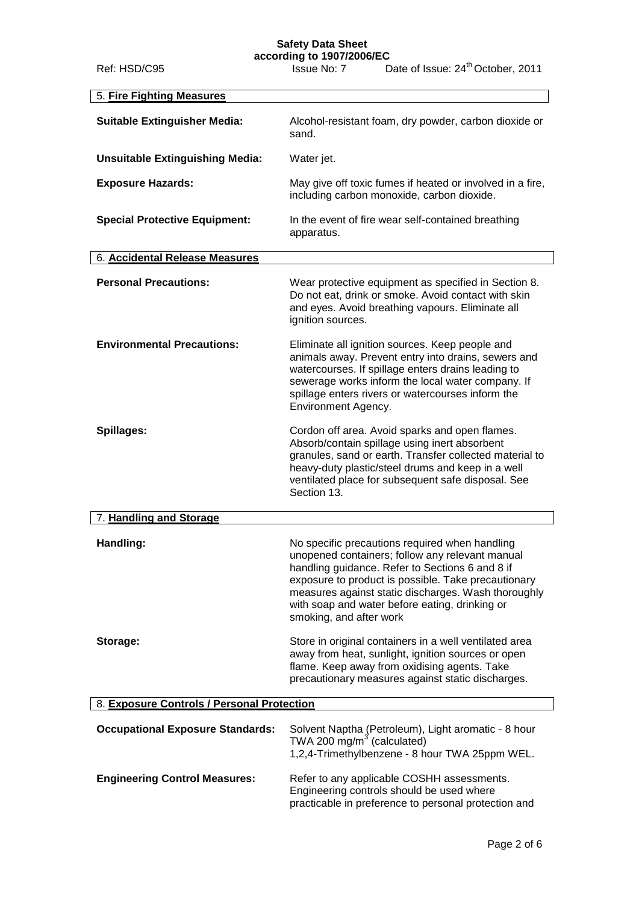## 5. Fire Fighting Measures

**Suitable Extinguisher Media:** Alcohol-resistant foam, dry powder, carbon dioxide or sand.

**Unsuitable Extinguishing Media:** Water jet.

**Exposure Hazards:** May give off toxic fumes if heated or involved in a fire, including carbon monoxide, carbon dioxide.

**Special Protective Equipment:** In the event of fire wear self-contained breathing apparatus.

## 6. Accidental Release Measures

**Personal Precautions:** Wear protective equipment as specified in Section 8. Do not eat, drink or smoke. Avoid contact with skin and eyes. Avoid breathing vapours. Eliminate all ignition sources.

**Environmental Precautions:** Eliminate all ignition sources. Keep people and animals away. Prevent entry into drains, sewers and watercourses. If spillage enters drains leading to sewerage works inform the local water company. If spillage enters rivers or watercourses inform the Environment Agency.

**Spillages:** Cordon off area. Avoid sparks and open flames. Absorb/contain spillage using inert absorbent granules, sand or earth. Transfer collected material to heavy-duty plastic/steel drums and keep in a well ventilated place for subsequent safe disposal. See Section 13.

## 7. Handling and Storage

**Handling:** No specific precautions required when handling unopened containers; follow any relevant manual handling guidance. Refer to Sections 6 and 8 if exposure to product is possible. Take precautionary measures against static discharges. Wash thoroughly with soap and water before eating, drinking or smoking, and after work

**Storage:** Store in original containers in a well ventilated area away from heat, sunlight, ignition sources or open flame. Keep away from oxidising agents. Take precautionary measures against static discharges.

## 8. Exposure Controls / Personal Protection

**Occupational Exposure Standards:** Solvent Naptha (Petroleum), Light aromatic - 8 hour TWA 200 $mg/m^3$ (calculated)
1,2,4-Trimethylbenzene - 8 hour TWA 25ppm WEL.

**Engineering Control Measures:** Refer to any applicable COSHH assessments. Engineering controls should be used where practicable in preference to personal protection and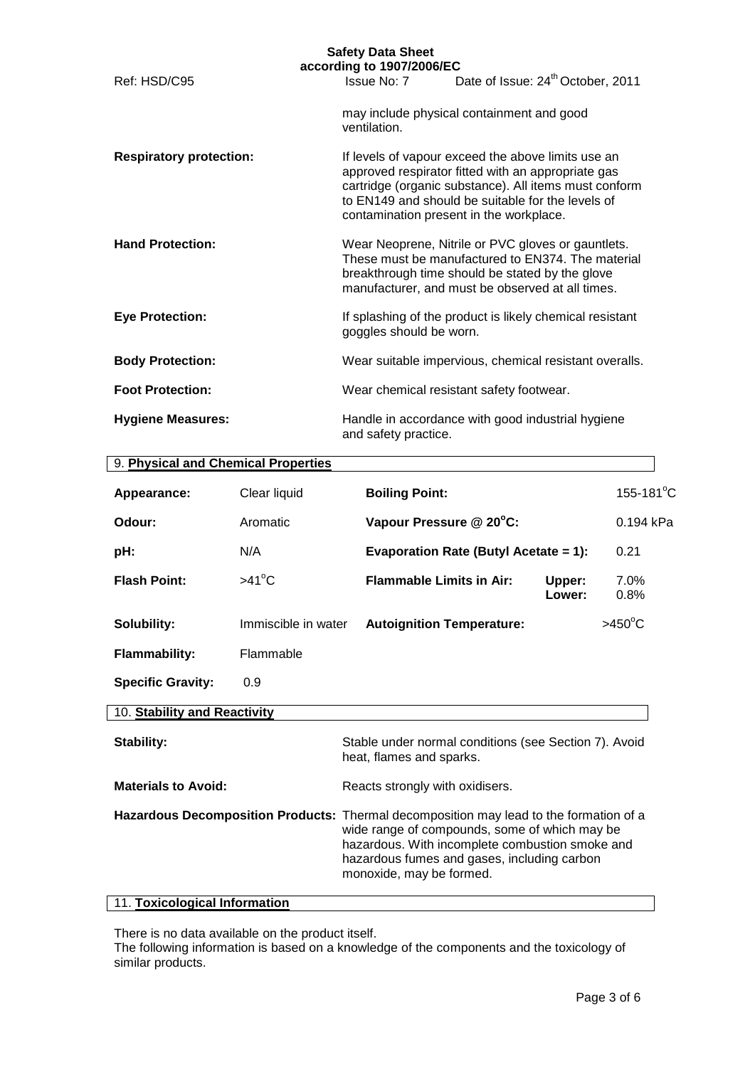may include physical containment and good ventilation.

| | |
|---|---|
| **Respiratory protection:** | If levels of vapour exceed the above limits use an approved respirator fitted with an appropriate gas cartridge (organic substance). All items must conform to EN149 and should be suitable for the levels of contamination present in the workplace. |
| **Hand Protection:** | Wear Neoprene, Nitrile or PVC gloves or gauntlets. These must be manufactured to EN374. The material breakthrough time should be stated by the glove manufacturer, and must be observed at all times. |
| **Eye Protection:** | If splashing of the product is likely chemical resistant goggles should be worn. |
| **Body Protection:** | Wear suitable impervious, chemical resistant overalls. |
| **Foot Protection:** | Wear chemical resistant safety footwear. |
| **Hygiene Measures:** | Handle in accordance with good industrial hygiene and safety practice. |

## 9. Physical and Chemical Properties

| | | | | |
|---|---|---|---|---|
| **Appearance:** | Clear liquid | **Boiling Point:** | | 155-181°C |
| **Odour:** | Aromatic | **Vapour Pressure @ 20°C:** | | 0.194 kPa |
| **pH:** | N/A | **Evaporation Rate (Butyl Acetate = 1):** | | 0.21 |
| **Flash Point:** | >41°C | **Flammable Limits in Air:** | Upper: | 7.0% |
| | | | Lower: | 0.8% |
| **Solubility:** | Immiscible in water | **Autoignition Temperature:** | | >450°C |
| **Flammability:** | Flammable | | | |
| **Specific Gravity:** | 0.9 | | | |

## 10. Stability and Reactivity

| | |
|---|---|
| **Stability:** | Stable under normal conditions (see Section 7). Avoid heat, flames and sparks. |
| **Materials to Avoid:** | Reacts strongly with oxidisers. |
| **Hazardous Decomposition Products:** | Thermal decomposition may lead to the formation of a wide range of compounds, some of which may be hazardous. With incomplete combustion smoke and hazardous fumes and gases, including carbon monoxide, may be formed. |

## 11. Toxicological Information

There is no data available on the product itself.
The following information is based on a knowledge of the components and the toxicology of similar products.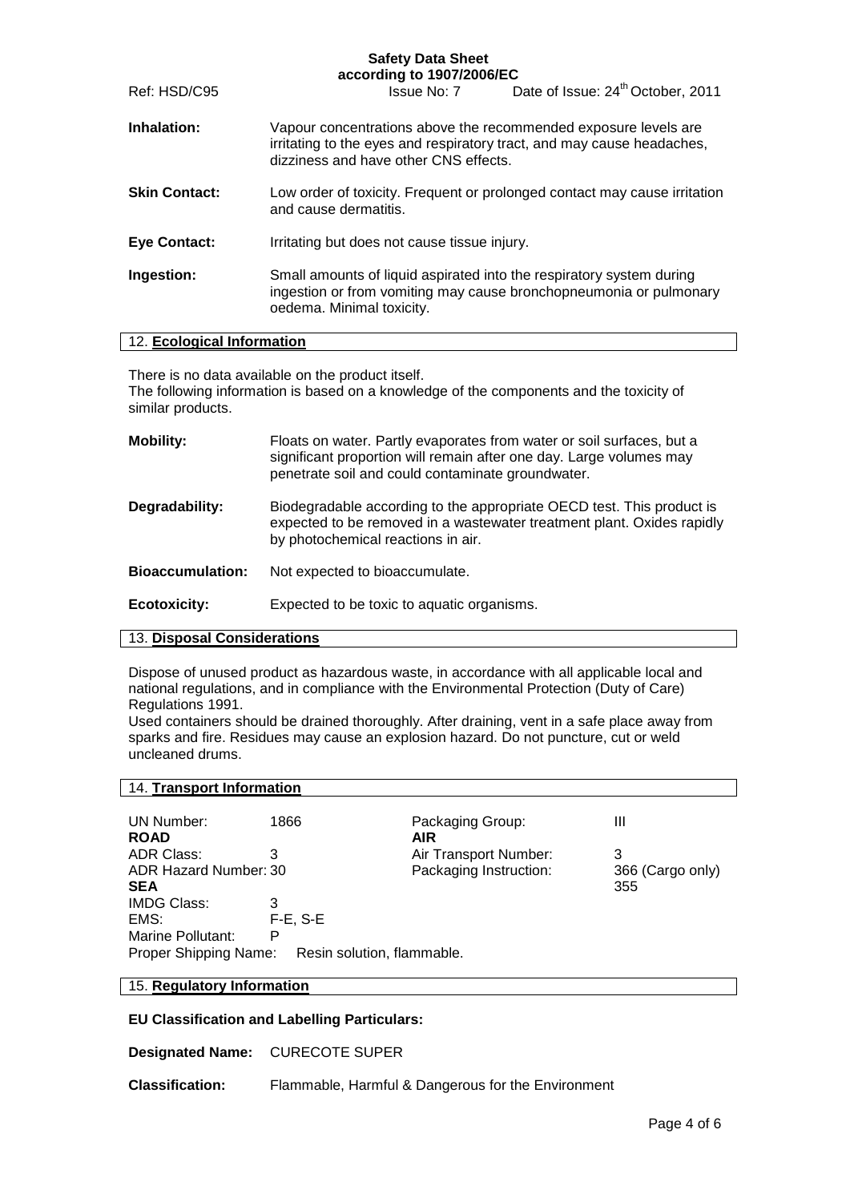**Inhalation:** Vapour concentrations above the recommended exposure levels are irritating to the eyes and respiratory tract, and may cause headaches, dizziness and have other CNS effects.

**Skin Contact:** Low order of toxicity. Frequent or prolonged contact may cause irritation and cause dermatitis.

**Eye Contact:** Irritating but does not cause tissue injury.

**Ingestion:** Small amounts of liquid aspirated into the respiratory system during ingestion or from vomiting may cause bronchopneumonia or pulmonary oedema. Minimal toxicity.

## 12. Ecological Information

There is no data available on the product itself.
The following information is based on a knowledge of the components and the toxicity of similar products.

**Mobility:** Floats on water. Partly evaporates from water or soil surfaces, but a significant proportion will remain after one day. Large volumes may penetrate soil and could contaminate groundwater.

**Degradability:** Biodegradable according to the appropriate OECD test. This product is expected to be removed in a wastewater treatment plant. Oxides rapidly by photochemical reactions in air.

**Bioaccumulation:** Not expected to bioaccumulate.

**Ecotoxicity:** Expected to be toxic to aquatic organisms.

## 13. Disposal Considerations

Dispose of unused product as hazardous waste, in accordance with all applicable local and national regulations, and in compliance with the Environmental Protection (Duty of Care) Regulations 1991.
Used containers should be drained thoroughly. After draining, vent in a safe place away from sparks and fire. Residues may cause an explosion hazard. Do not puncture, cut or weld uncleaned drums.

## 14. Transport Information

UN Number: 1866 | Packaging Group: III

**ROAD**
ADR Class: 3
ADR Hazard Number: 30

**SEA**
IMDG Class: 3
EMS: F-E, S-E
Marine Pollutant: P

**AIR**
Air Transport Number: 3
Packaging Instruction: 366 (Cargo only) 355

Proper Shipping Name: Resin solution, flammable.

## 15. Regulatory Information

**EU Classification and Labelling Particulars:**

**Designated Name:** CURECOTE SUPER

**Classification:** Flammable, Harmful & Dangerous for the Environment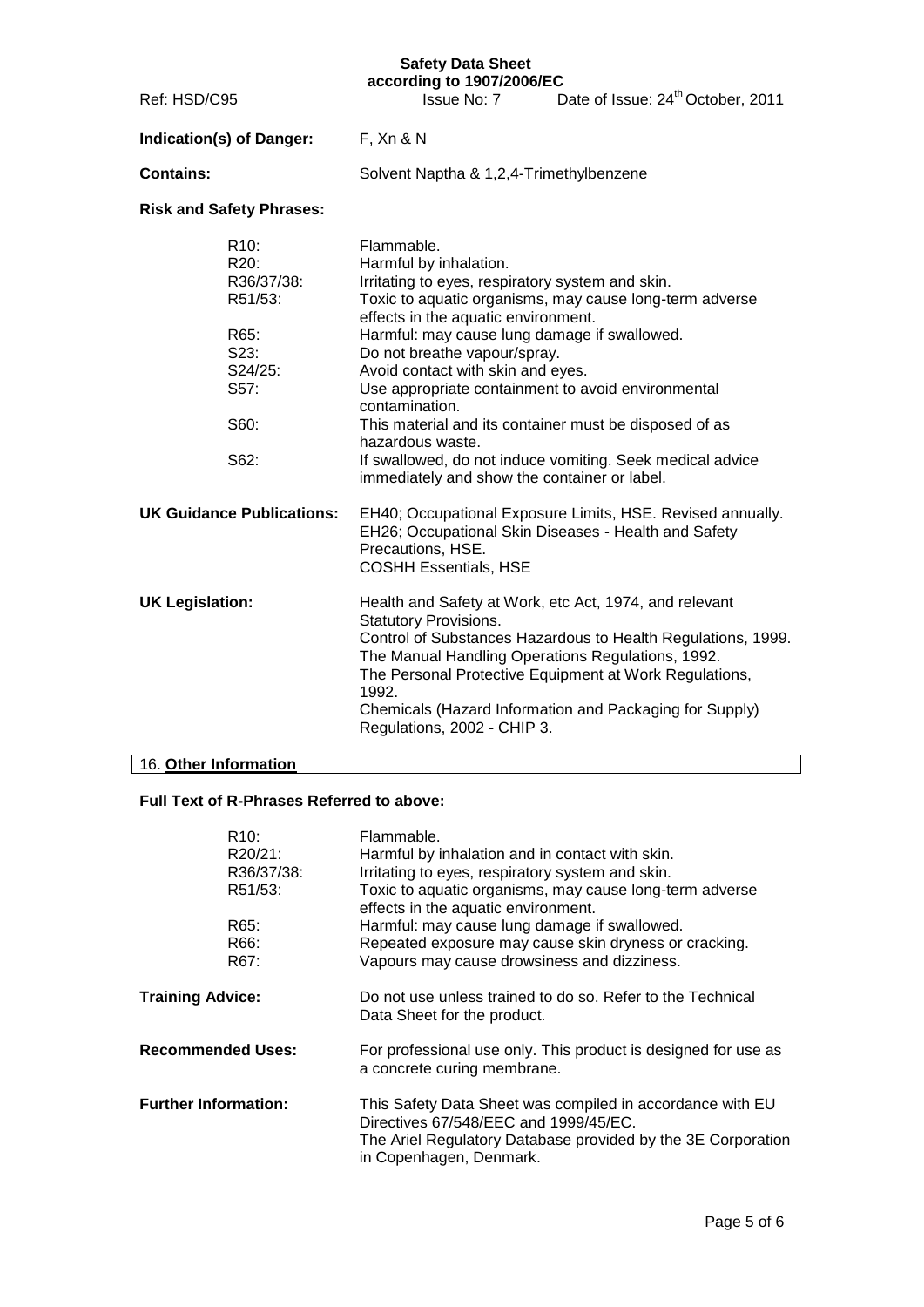Indication(s) of Danger: F, Xn & N

Contains: Solvent Naptha & 1,2,4-Trimethylbenzene

**Risk and Safety Phrases:**

| | |
|---|---|
| R10: | Flammable. |
| R20: | Harmful by inhalation. |
| R36/37/38: | Irritating to eyes, respiratory system and skin. |
| R51/53: | Toxic to aquatic organisms, may cause long-term adverse effects in the aquatic environment. |
| R65: | Harmful: may cause lung damage if swallowed. |
| S23: | Do not breathe vapour/spray. |
| S24/25: | Avoid contact with skin and eyes. |
| S57: | Use appropriate containment to avoid environmental contamination. |
| S60: | This material and its container must be disposed of as hazardous waste. |
| S62: | If swallowed, do not induce vomiting. Seek medical advice immediately and show the container or label. |

**UK Guidance Publications:** EH40; Occupational Exposure Limits, HSE. Revised annually.
EH26; Occupational Skin Diseases - Health and Safety Precautions, HSE.
COSHH Essentials, HSE

**UK Legislation:** Health and Safety at Work, etc Act, 1974, and relevant Statutory Provisions.
Control of Substances Hazardous to Health Regulations, 1999.
The Manual Handling Operations Regulations, 1992.
The Personal Protective Equipment at Work Regulations, 1992.
Chemicals (Hazard Information and Packaging for Supply) Regulations, 2002 - CHIP 3.

## 16. Other Information

**Full Text of R-Phrases Referred to above:**

| | |
|---|---|
| R10: | Flammable. |
| R20/21: | Harmful by inhalation and in contact with skin. |
| R36/37/38: | Irritating to eyes, respiratory system and skin. |
| R51/53: | Toxic to aquatic organisms, may cause long-term adverse effects in the aquatic environment. |
| R65: | Harmful: may cause lung damage if swallowed. |
| R66: | Repeated exposure may cause skin dryness or cracking. |
| R67: | Vapours may cause drowsiness and dizziness. |

**Training Advice:** Do not use unless trained to do so. Refer to the Technical Data Sheet for the product.

**Recommended Uses:** For professional use only. This product is designed for use as a concrete curing membrane.

**Further Information:** This Safety Data Sheet was compiled in accordance with EU Directives 67/548/EEC and 1999/45/EC.
The Ariel Regulatory Database provided by the 3E Corporation in Copenhagen, Denmark.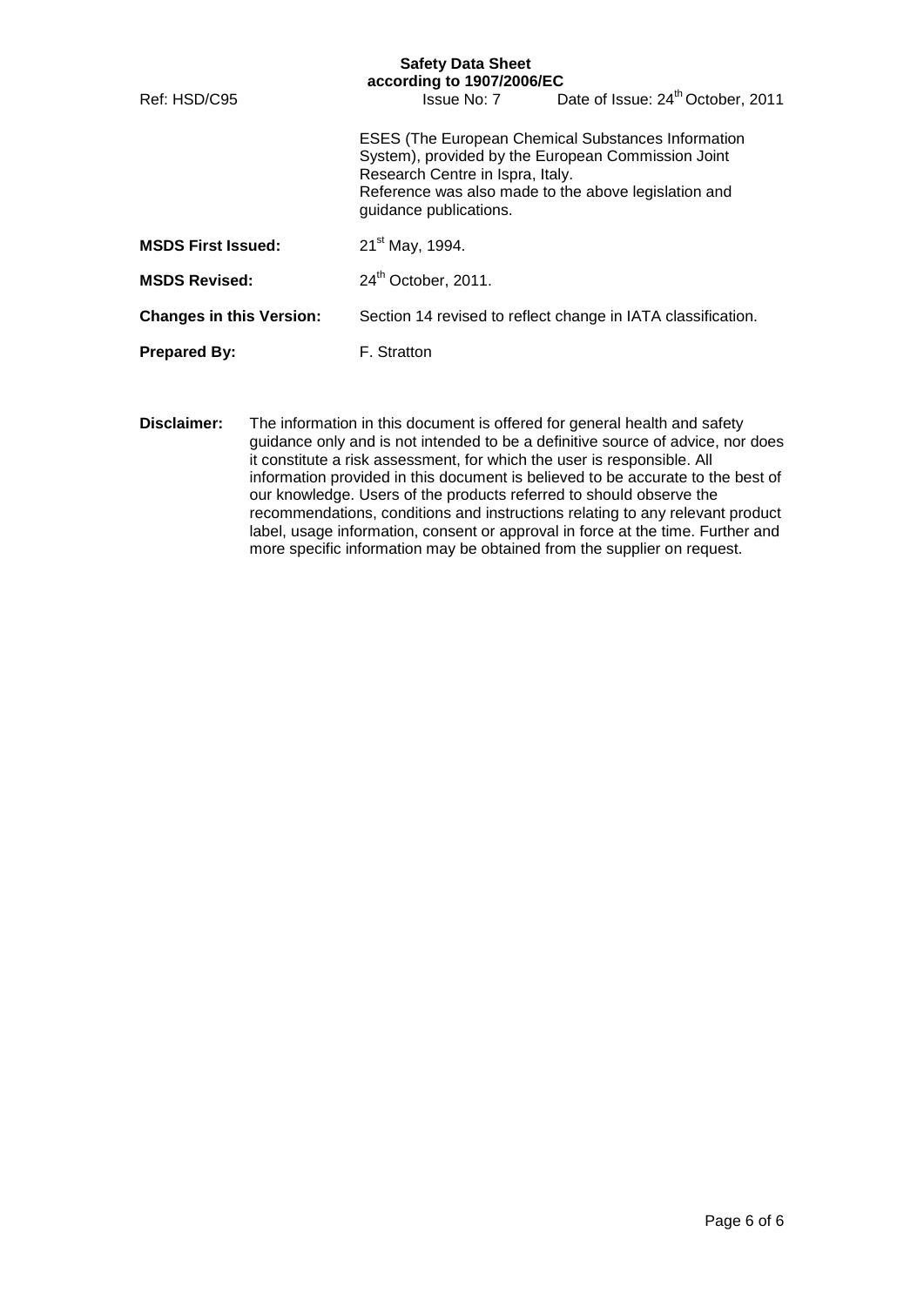ESES (The European Chemical Substances Information System), provided by the European Commission Joint Research Centre in Ispra, Italy.
Reference was also made to the above legislation and guidance publications.

**MSDS First Issued:** 21st May, 1994.

**MSDS Revised:** 24th October, 2011.

**Changes in this Version:** Section 14 revised to reflect change in IATA classification.

**Prepared By:** F. Stratton

**Disclaimer:** The information in this document is offered for general health and safety guidance only and is not intended to be a definitive source of advice, nor does it constitute a risk assessment, for which the user is responsible. All information provided in this document is believed to be accurate to the best of our knowledge. Users of the products referred to should observe the recommendations, conditions and instructions relating to any relevant product label, usage information, consent or approval in force at the time. Further and more specific information may be obtained from the supplier on request.